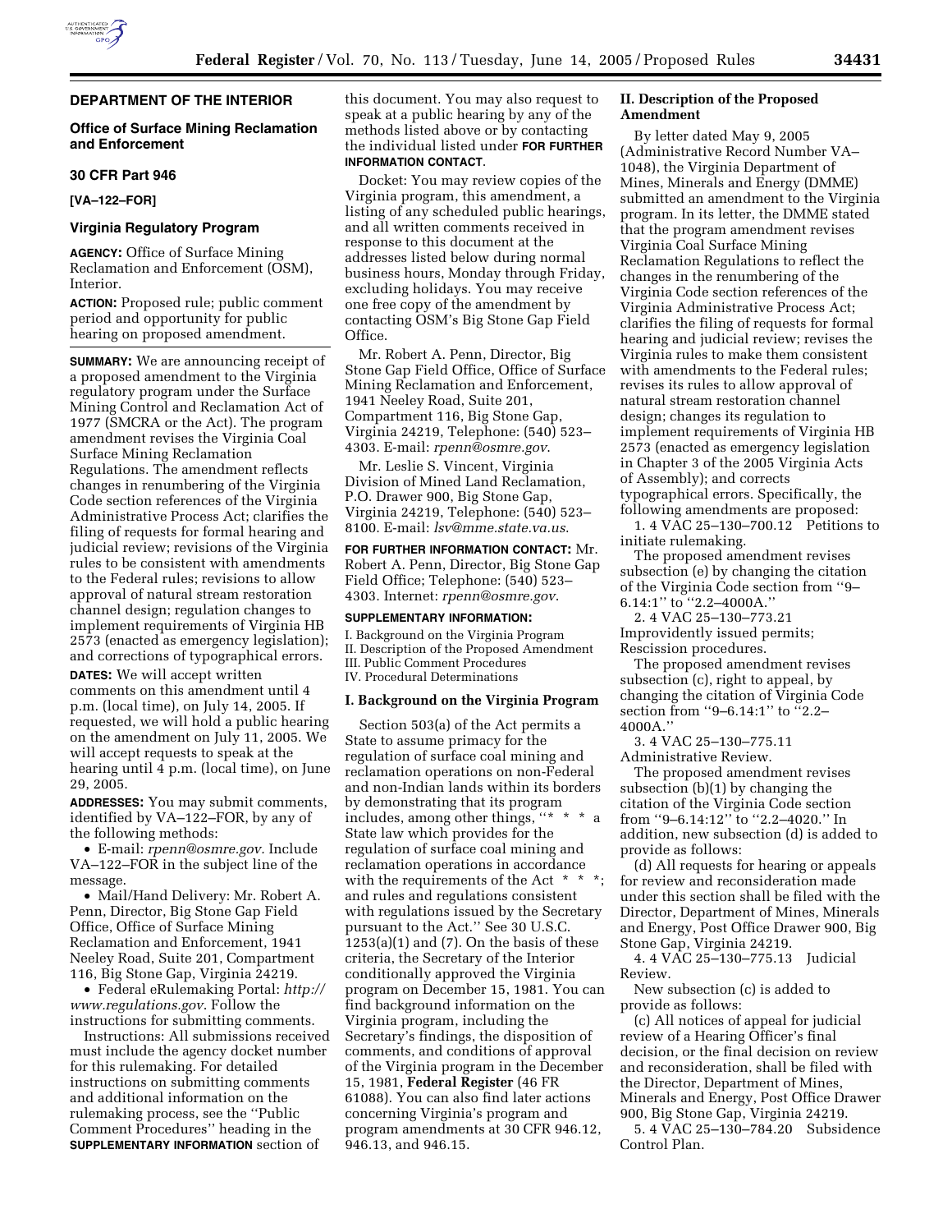**DEPARTMENT OF THE INTERIOR**

**Office of Surface Mining Reclamation and Enforcement**

**30 CFR Part 946**

**[VA–122–FOR]**

## Virginia Regulatory Program

**AGENCY:** Office of Surface Mining Reclamation and Enforcement (OSM), Interior.

**ACTION:** Proposed rule; public comment period and opportunity for public hearing on proposed amendment.

**SUMMARY:** We are announcing receipt of a proposed amendment to the Virginia regulatory program under the Surface Mining Control and Reclamation Act of 1977 (SMCRA or the Act). The program amendment revises the Virginia Coal Surface Mining Reclamation Regulations. The amendment reflects changes in renumbering of the Virginia Code section references of the Virginia Administrative Process Act; clarifies the filing of requests for formal hearing and judicial review; revisions of the Virginia rules to be consistent with amendments to the Federal rules; revisions to allow approval of natural stream restoration channel design; regulation changes to implement requirements of Virginia HB 2573 (enacted as emergency legislation); and corrections of typographical errors.

**DATES:** We will accept written comments on this amendment until 4 p.m. (local time), on July 14, 2005. If requested, we will hold a public hearing on the amendment on July 11, 2005. We will accept requests to speak at the hearing until 4 p.m. (local time), on June 29, 2005.

**ADDRESSES:** You may submit comments, identified by VA–122–FOR, by any of the following methods:

- E-mail: *rpenn@osmre.gov*. Include VA–122–FOR in the subject line of the message.
- Mail/Hand Delivery: Mr. Robert A. Penn, Director, Big Stone Gap Field Office, Office of Surface Mining Reclamation and Enforcement, 1941 Neeley Road, Suite 201, Compartment 116, Big Stone Gap, Virginia 24219.
- Federal eRulemaking Portal: *http://www.regulations.gov*. Follow the instructions for submitting comments.

Instructions: All submissions received must include the agency docket number for this rulemaking. For detailed instructions on submitting comments and additional information on the rulemaking process, see the ''Public Comment Procedures'' heading in the **SUPPLEMENTARY INFORMATION** section of this document. You may also request to speak at a public hearing by any of the methods listed above or by contacting the individual listed under **FOR FURTHER INFORMATION CONTACT**.

Docket: You may review copies of the Virginia program, this amendment, a listing of any scheduled public hearings, and all written comments received in response to this document at the addresses listed below during normal business hours, Monday through Friday, excluding holidays. You may receive one free copy of the amendment by contacting OSM's Big Stone Gap Field Office.

Mr. Robert A. Penn, Director, Big Stone Gap Field Office, Office of Surface Mining Reclamation and Enforcement, 1941 Neeley Road, Suite 201, Compartment 116, Big Stone Gap, Virginia 24219, Telephone: (540) 523–4303. E-mail: *rpenn@osmre.gov*.

Mr. Leslie S. Vincent, Virginia Division of Mined Land Reclamation, P.O. Drawer 900, Big Stone Gap, Virginia 24219, Telephone: (540) 523–8100. E-mail: *lsv@mme.state.va.us*.

**FOR FURTHER INFORMATION CONTACT:** Mr. Robert A. Penn, Director, Big Stone Gap Field Office; Telephone: (540) 523–4303. Internet: *rpenn@osmre.gov*.

**SUPPLEMENTARY INFORMATION:**

I. Background on the Virginia Program
II. Description of the Proposed Amendment
III. Public Comment Procedures
IV. Procedural Determinations

### I. Background on the Virginia Program

Section 503(a) of the Act permits a State to assume primacy for the regulation of surface coal mining and reclamation operations on non-Federal and non-Indian lands within its borders by demonstrating that its program includes, among other things, ''* * * a State law which provides for the regulation of surface coal mining and reclamation operations in accordance with the requirements of the Act * * *; and rules and regulations consistent with regulations issued by the Secretary pursuant to the Act.'' See 30 U.S.C. 1253(a)(1) and (7). On the basis of these criteria, the Secretary of the Interior conditionally approved the Virginia program on December 15, 1981. You can find background information on the Virginia program, including the Secretary's findings, the disposition of comments, and conditions of approval of the Virginia program in the December 15, 1981, **Federal Register** (46 FR 61088). You can also find later actions concerning Virginia's program and program amendments at 30 CFR 946.12, 946.13, and 946.15.

### II. Description of the Proposed Amendment

By letter dated May 9, 2005 (Administrative Record Number VA–1048), the Virginia Department of Mines, Minerals and Energy (DMME) submitted an amendment to the Virginia program. In its letter, the DMME stated that the program amendment revises Virginia Coal Surface Mining Reclamation Regulations to reflect the changes in the renumbering of the Virginia Code section references of the Virginia Administrative Process Act; clarifies the filing of requests for formal hearing and judicial review; revises the Virginia rules to make them consistent with amendments to the Federal rules; revises its rules to allow approval of natural stream restoration channel design; changes its regulation to implement requirements of Virginia HB 2573 (enacted as emergency legislation in Chapter 3 of the 2005 Virginia Acts of Assembly); and corrects typographical errors. Specifically, the following amendments are proposed:

1. 4 VAC 25–130–700.12 Petitions to initiate rulemaking.

The proposed amendment revises subsection (e) by changing the citation of the Virginia Code section from ''9–6.14:1'' to ''2.2–4000A.''

2. 4 VAC 25–130–773.21 Improvidently issued permits; Rescission procedures.

The proposed amendment revises subsection (c), right to appeal, by changing the citation of Virginia Code section from ''9–6.14:1'' to ''2.2–4000A.''

3. 4 VAC 25–130–775.11 Administrative Review.

The proposed amendment revises subsection (b)(1) by changing the citation of the Virginia Code section from ''9–6.14:12'' to ''2.2–4020.'' In addition, new subsection (d) is added to provide as follows:

(d) All requests for hearing or appeals for review and reconsideration made under this section shall be filed with the Director, Department of Mines, Minerals and Energy, Post Office Drawer 900, Big Stone Gap, Virginia 24219.

4. 4 VAC 25–130–775.13 Judicial Review.

New subsection (c) is added to provide as follows:

(c) All notices of appeal for judicial review of a Hearing Officer's final decision, or the final decision on review and reconsideration, shall be filed with the Director, Department of Mines, Minerals and Energy, Post Office Drawer 900, Big Stone Gap, Virginia 24219.

5. 4 VAC 25–130–784.20 Subsidence Control Plan.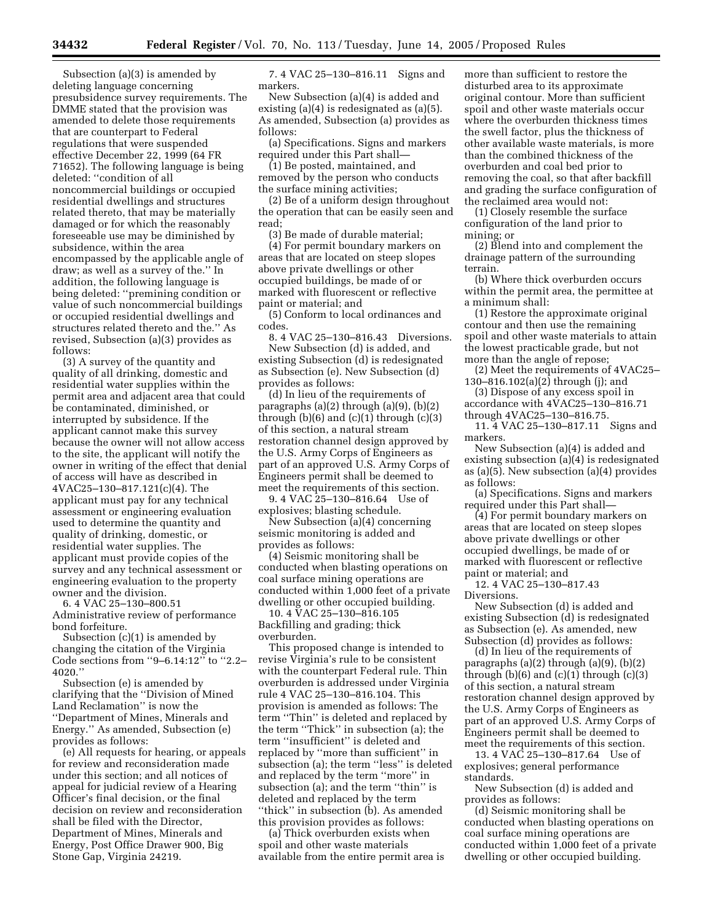Subsection (a)(3) is amended by deleting language concerning presubsidence survey requirements. The DMME stated that the provision was amended to delete those requirements that are counterpart to Federal regulations that were suspended effective December 22, 1999 (64 FR 71652). The following language is being deleted: ''condition of all noncommercial buildings or occupied residential dwellings and structures related thereto, that may be materially damaged or for which the reasonably foreseeable use may be diminished by subsidence, within the area encompassed by the applicable angle of draw; as well as a survey of the.'' In addition, the following language is being deleted: ''premining condition or value of such noncommercial buildings or occupied residential dwellings and structures related thereto and the.'' As revised, Subsection (a)(3) provides as follows:

(3) A survey of the quantity and quality of all drinking, domestic and residential water supplies within the permit area and adjacent area that could be contaminated, diminished, or interrupted by subsidence. If the applicant cannot make this survey because the owner will not allow access to the site, the applicant will notify the owner in writing of the effect that denial of access will have as described in 4VAC25–130–817.121(c)(4). The applicant must pay for any technical assessment or engineering evaluation used to determine the quantity and quality of drinking, domestic, or residential water supplies. The applicant must provide copies of the survey and any technical assessment or engineering evaluation to the property owner and the division.

6. 4 VAC 25–130–800.51 Administrative review of performance bond forfeiture.

Subsection (c)(1) is amended by changing the citation of the Virginia Code sections from ''9–6.14:12'' to ''2.2–4020.''

Subsection (e) is amended by clarifying that the ''Division of Mined Land Reclamation'' is now the ''Department of Mines, Minerals and Energy.'' As amended, Subsection (e) provides as follows:

(e) All requests for hearing, or appeals for review and reconsideration made under this section; and all notices of appeal for judicial review of a Hearing Officer's final decision, or the final decision on review and reconsideration shall be filed with the Director, Department of Mines, Minerals and Energy, Post Office Drawer 900, Big Stone Gap, Virginia 24219.

7. 4 VAC 25–130–816.11 Signs and markers.

New Subsection (a)(4) is added and existing (a)(4) is redesignated as (a)(5). As amended, Subsection (a) provides as follows:

(a) Specifications. Signs and markers required under this Part shall—

(1) Be posted, maintained, and removed by the person who conducts the surface mining activities;

(2) Be of a uniform design throughout the operation that can be easily seen and read;

(3) Be made of durable material;

(4) For permit boundary markers on areas that are located on steep slopes above private dwellings or other occupied buildings, be made of or marked with fluorescent or reflective paint or material; and

(5) Conform to local ordinances and codes.

8. 4 VAC 25–130–816.43 Diversions.

New Subsection (d) is added, and existing Subsection (d) is redesignated as Subsection (e). New Subsection (d) provides as follows:

(d) In lieu of the requirements of paragraphs (a)(2) through (a)(9), (b)(2) through (b)(6) and (c)(1) through (c)(3) of this section, a natural stream restoration channel design approved by the U.S. Army Corps of Engineers as part of an approved U.S. Army Corps of Engineers permit shall be deemed to meet the requirements of this section.

9. 4 VAC 25–130–816.64 Use of explosives; blasting schedule.

New Subsection (a)(4) concerning seismic monitoring is added and provides as follows:

(4) Seismic monitoring shall be conducted when blasting operations on coal surface mining operations are conducted within 1,000 feet of a private dwelling or other occupied building.

10. 4 VAC 25–130–816.105 Backfilling and grading; thick overburden.

This proposed change is intended to revise Virginia's rule to be consistent with the counterpart Federal rule. Thin overburden is addressed under Virginia rule 4 VAC 25–130–816.104. This provision is amended as follows: The term ''Thin'' is deleted and replaced by the term ''Thick'' in subsection (a); the term ''insufficient'' is deleted and replaced by ''more than sufficient'' in subsection (a); the term ''less'' is deleted and replaced by the term ''more'' in subsection (a); and the term ''thin'' is deleted and replaced by the term ''thick'' in subsection (b). As amended this provision provides as follows:

(a) Thick overburden exists when spoil and other waste materials available from the entire permit area is more than sufficient to restore the disturbed area to its approximate original contour. More than sufficient spoil and other waste materials occur where the overburden thickness times the swell factor, plus the thickness of other available waste materials, is more than the combined thickness of the overburden and coal bed prior to removing the coal, so that after backfill and grading the surface configuration of the reclaimed area would not:

(1) Closely resemble the surface configuration of the land prior to mining; or

(2) Blend into and complement the drainage pattern of the surrounding terrain.

(b) Where thick overburden occurs within the permit area, the permittee at a minimum shall:

(1) Restore the approximate original contour and then use the remaining spoil and other waste materials to attain the lowest practicable grade, but not more than the angle of repose;

(2) Meet the requirements of 4VAC25–130–816.102(a)(2) through (j); and

(3) Dispose of any excess spoil in accordance with 4VAC25–130–816.71 through 4VAC25–130–816.75.

11. 4 VAC 25–130–817.11 Signs and markers.

New Subsection (a)(4) is added and existing subsection (a)(4) is redesignated as (a)(5). New subsection (a)(4) provides as follows:

(a) Specifications. Signs and markers required under this Part shall—

(4) For permit boundary markers on areas that are located on steep slopes above private dwellings or other occupied dwellings, be made of or marked with fluorescent or reflective paint or material; and

12. 4 VAC 25–130–817.43 Diversions.

New Subsection (d) is added and existing Subsection (d) is redesignated as Subsection (e). As amended, new Subsection (d) provides as follows:

(d) In lieu of the requirements of paragraphs (a)(2) through (a)(9), (b)(2) through (b)(6) and (c)(1) through (c)(3) of this section, a natural stream restoration channel design approved by the U.S. Army Corps of Engineers as part of an approved U.S. Army Corps of Engineers permit shall be deemed to meet the requirements of this section.

13. 4 VAC 25–130–817.64 Use of explosives; general performance standards.

New Subsection (d) is added and provides as follows:

(d) Seismic monitoring shall be conducted when blasting operations on coal surface mining operations are conducted within 1,000 feet of a private dwelling or other occupied building.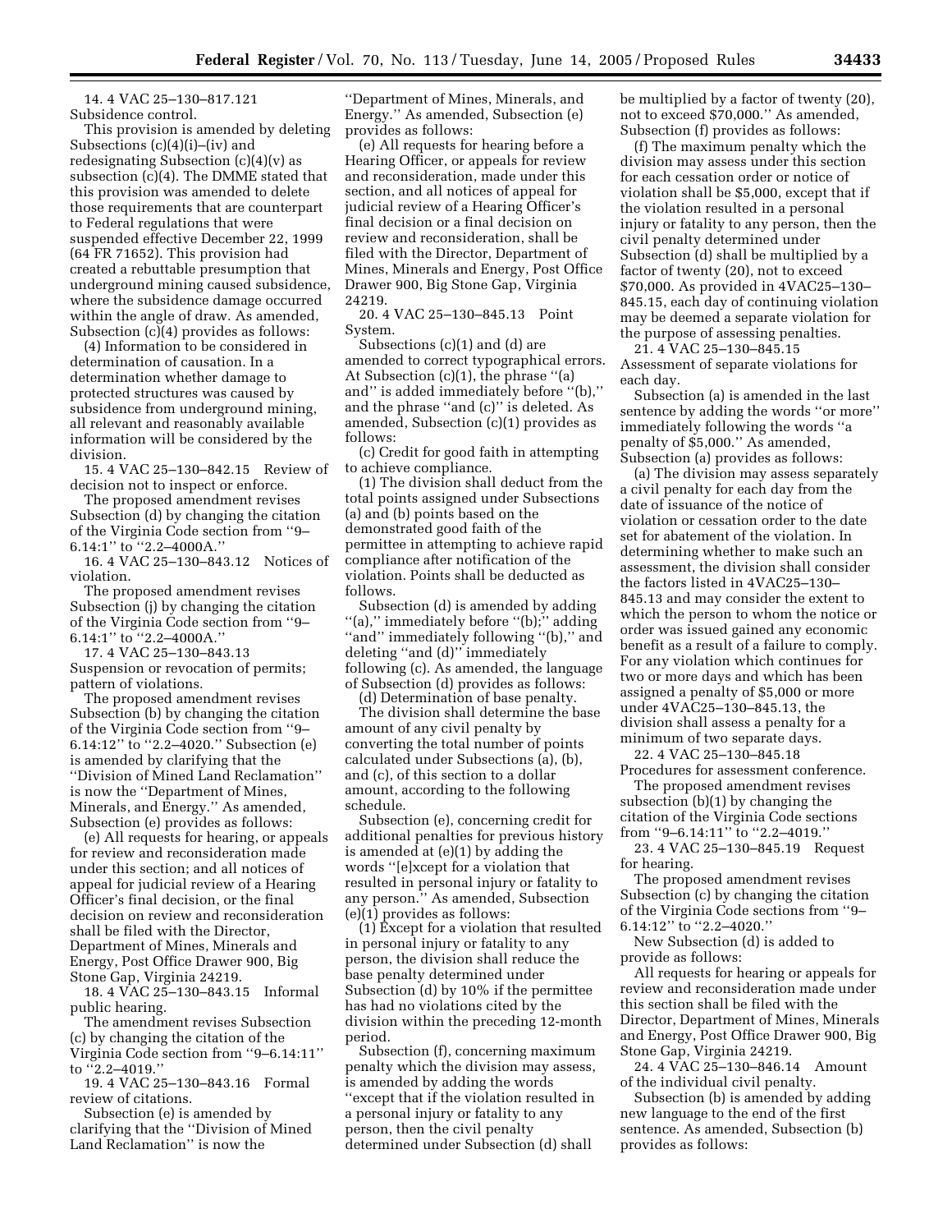14. 4 VAC 25–130–817.121 Subsidence control.

This provision is amended by deleting Subsections (c)(4)(i)–(iv) and redesignating Subsection (c)(4)(v) as subsection (c)(4). The DMME stated that this provision was amended to delete those requirements that are counterpart to Federal regulations that were suspended effective December 22, 1999 (64 FR 71652). This provision had created a rebuttable presumption that underground mining caused subsidence, where the subsidence damage occurred within the angle of draw. As amended, Subsection (c)(4) provides as follows:

(4) Information to be considered in determination of causation. In a determination whether damage to protected structures was caused by subsidence from underground mining, all relevant and reasonably available information will be considered by the division.

15. 4 VAC 25–130–842.15 Review of decision not to inspect or enforce.

The proposed amendment revises Subsection (d) by changing the citation of the Virginia Code section from ''9–6.14:1'' to ''2.2–4000A.''

16. 4 VAC 25–130–843.12 Notices of violation.

The proposed amendment revises Subsection (j) by changing the citation of the Virginia Code section from ''9–6.14:1'' to ''2.2–4000A.''

17. 4 VAC 25–130–843.13 Suspension or revocation of permits; pattern of violations.

The proposed amendment revises Subsection (b) by changing the citation of the Virginia Code section from ''9–6.14:12'' to ''2.2–4020.'' Subsection (e) is amended by clarifying that the ''Division of Mined Land Reclamation'' is now the ''Department of Mines, Minerals, and Energy.'' As amended, Subsection (e) provides as follows:

(e) All requests for hearing, or appeals for review and reconsideration made under this section; and all notices of appeal for judicial review of a Hearing Officer's final decision, or the final decision on review and reconsideration shall be filed with the Director, Department of Mines, Minerals and Energy, Post Office Drawer 900, Big Stone Gap, Virginia 24219.

18. 4 VAC 25–130–843.15 Informal public hearing.

The amendment revises Subsection (c) by changing the citation of the Virginia Code section from ''9–6.14:11'' to ''2.2–4019.''

19. 4 VAC 25–130–843.16 Formal review of citations.

Subsection (e) is amended by clarifying that the ''Division of Mined Land Reclamation'' is now the ''Department of Mines, Minerals, and Energy.'' As amended, Subsection (e) provides as follows:

(e) All requests for hearing before a Hearing Officer, or appeals for review and reconsideration, made under this section, and all notices of appeal for judicial review of a Hearing Officer's final decision or a final decision on review and reconsideration, shall be filed with the Director, Department of Mines, Minerals and Energy, Post Office Drawer 900, Big Stone Gap, Virginia 24219.

20. 4 VAC 25–130–845.13 Point System.

Subsections (c)(1) and (d) are amended to correct typographical errors. At Subsection (c)(1), the phrase ''(a) and'' is added immediately before ''(b),'' and the phrase ''and (c)'' is deleted. As amended, Subsection (c)(1) provides as follows:

(c) Credit for good faith in attempting to achieve compliance.

(1) The division shall deduct from the total points assigned under Subsections (a) and (b) points based on the demonstrated good faith of the permittee in attempting to achieve rapid compliance after notification of the violation. Points shall be deducted as follows.

Subsection (d) is amended by adding ''(a),'' immediately before ''(b);'' adding ''and'' immediately following ''(b),'' and deleting ''and (d)'' immediately following (c). As amended, the language of Subsection (d) provides as follows:

(d) Determination of base penalty. The division shall determine the base amount of any civil penalty by converting the total number of points calculated under Subsections (a), (b), and (c), of this section to a dollar amount, according to the following schedule.

Subsection (e), concerning credit for additional penalties for previous history is amended at (e)(1) by adding the words ''[e]xcept for a violation that resulted in personal injury or fatality to any person.'' As amended, Subsection (e)(1) provides as follows:

(1) Except for a violation that resulted in personal injury or fatality to any person, the division shall reduce the base penalty determined under Subsection (d) by 10% if the permittee has had no violations cited by the division within the preceding 12-month period.

Subsection (f), concerning maximum penalty which the division may assess, is amended by adding the words ''except that if the violation resulted in a personal injury or fatality to any person, then the civil penalty determined under Subsection (d) shall be multiplied by a factor of twenty (20), not to exceed $70,000.'' As amended, Subsection (f) provides as follows:

(f) The maximum penalty which the division may assess under this section for each cessation order or notice of violation shall be $5,000, except that if the violation resulted in a personal injury or fatality to any person, then the civil penalty determined under Subsection (d) shall be multiplied by a factor of twenty (20), not to exceed $70,000. As provided in 4VAC25–130–845.15, each day of continuing violation may be deemed a separate violation for the purpose of assessing penalties.

21. 4 VAC 25–130–845.15 Assessment of separate violations for each day.

Subsection (a) is amended in the last sentence by adding the words ''or more'' immediately following the words ''a penalty of $5,000.'' As amended, Subsection (a) provides as follows:

(a) The division may assess separately a civil penalty for each day from the date of issuance of the notice of violation or cessation order to the date set for abatement of the violation. In determining whether to make such an assessment, the division shall consider the factors listed in 4VAC25–130–845.13 and may consider the extent to which the person to whom the notice or order was issued gained any economic benefit as a result of a failure to comply. For any violation which continues for two or more days and which has been assigned a penalty of $5,000 or more under 4VAC25–130–845.13, the division shall assess a penalty for a minimum of two separate days.

22. 4 VAC 25–130–845.18 Procedures for assessment conference.

The proposed amendment revises subsection (b)(1) by changing the citation of the Virginia Code sections from ''9–6.14:11'' to ''2.2–4019.''

23. 4 VAC 25–130–845.19 Request for hearing.

The proposed amendment revises Subsection (c) by changing the citation of the Virginia Code sections from ''9–6.14:12'' to ''2.2–4020.''

New Subsection (d) is added to provide as follows:

All requests for hearing or appeals for review and reconsideration made under this section shall be filed with the Director, Department of Mines, Minerals and Energy, Post Office Drawer 900, Big Stone Gap, Virginia 24219.

24. 4 VAC 25–130–846.14 Amount of the individual civil penalty.

Subsection (b) is amended by adding new language to the end of the first sentence. As amended, Subsection (b) provides as follows: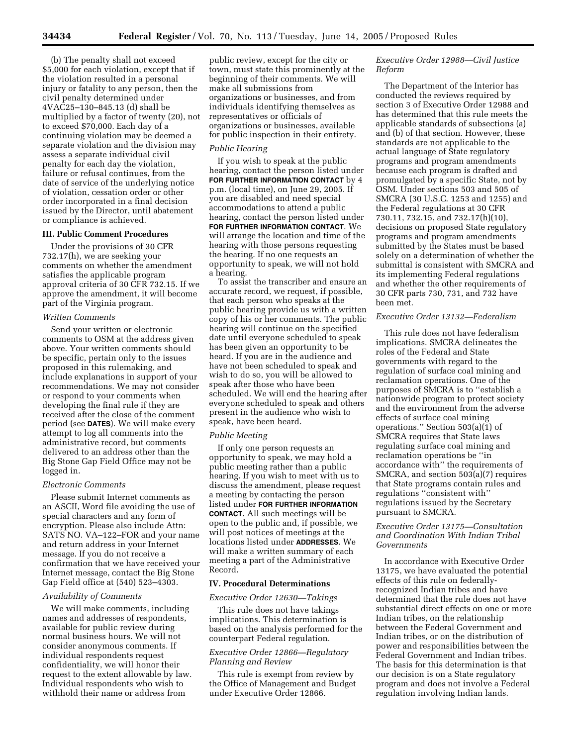(b) The penalty shall not exceed $5,000 for each violation, except that if the violation resulted in a personal injury or fatality to any person, then the civil penalty determined under 4VAC25–130–845.13 (d) shall be multiplied by a factor of twenty (20), not to exceed $70,000. Each day of a continuing violation may be deemed a separate violation and the division may assess a separate individual civil penalty for each day the violation, failure or refusal continues, from the date of service of the underlying notice of violation, cessation order or other order incorporated in a final decision issued by the Director, until abatement or compliance is achieved.

## III. Public Comment Procedures

Under the provisions of 30 CFR 732.17(h), we are seeking your comments on whether the amendment satisfies the applicable program approval criteria of 30 CFR 732.15. If we approve the amendment, it will become part of the Virginia program.

### *Written Comments*

Send your written or electronic comments to OSM at the address given above. Your written comments should be specific, pertain only to the issues proposed in this rulemaking, and include explanations in support of your recommendations. We may not consider or respond to your comments when developing the final rule if they are received after the close of the comment period (see **DATES**). We will make every attempt to log all comments into the administrative record, but comments delivered to an address other than the Big Stone Gap Field Office may not be logged in.

### *Electronic Comments*

Please submit Internet comments as an ASCII, Word file avoiding the use of special characters and any form of encryption. Please also include Attn: SATS NO. VA–122–FOR and your name and return address in your Internet message. If you do not receive a confirmation that we have received your Internet message, contact the Big Stone Gap Field office at (540) 523–4303.

### *Availability of Comments*

We will make comments, including names and addresses of respondents, available for public review during normal business hours. We will not consider anonymous comments. If individual respondents request confidentiality, we will honor their request to the extent allowable by law. Individual respondents who wish to withhold their name or address from public review, except for the city or town, must state this prominently at the beginning of their comments. We will make all submissions from organizations or businesses, and from individuals identifying themselves as representatives or officials of organizations or businesses, available for public inspection in their entirety.

### *Public Hearing*

If you wish to speak at the public hearing, contact the person listed under **FOR FURTHER INFORMATION CONTACT** by 4 p.m. (local time), on June 29, 2005. If you are disabled and need special accommodations to attend a public hearing, contact the person listed under **FOR FURTHER INFORMATION CONTACT**. We will arrange the location and time of the hearing with those persons requesting the hearing. If no one requests an opportunity to speak, we will not hold a hearing.

To assist the transcriber and ensure an accurate record, we request, if possible, that each person who speaks at the public hearing provide us with a written copy of his or her comments. The public hearing will continue on the specified date until everyone scheduled to speak has been given an opportunity to be heard. If you are in the audience and have not been scheduled to speak and wish to do so, you will be allowed to speak after those who have been scheduled. We will end the hearing after everyone scheduled to speak and others present in the audience who wish to speak, have been heard.

### *Public Meeting*

If only one person requests an opportunity to speak, we may hold a public meeting rather than a public hearing. If you wish to meet with us to discuss the amendment, please request a meeting by contacting the person listed under **FOR FURTHER INFORMATION CONTACT**. All such meetings will be open to the public and, if possible, we will post notices of meetings at the locations listed under **ADDRESSES**. We will make a written summary of each meeting a part of the Administrative Record.

## IV. Procedural Determinations

### *Executive Order 12630—Takings*

This rule does not have takings implications. This determination is based on the analysis performed for the counterpart Federal regulation.

### *Executive Order 12866—Regulatory Planning and Review*

This rule is exempt from review by the Office of Management and Budget under Executive Order 12866.

### *Executive Order 12988—Civil Justice Reform*

The Department of the Interior has conducted the reviews required by section 3 of Executive Order 12988 and has determined that this rule meets the applicable standards of subsections (a) and (b) of that section. However, these standards are not applicable to the actual language of State regulatory programs and program amendments because each program is drafted and promulgated by a specific State, not by OSM. Under sections 503 and 505 of SMCRA (30 U.S.C. 1253 and 1255) and the Federal regulations at 30 CFR 730.11, 732.15, and 732.17(h)(10), decisions on proposed State regulatory programs and program amendments submitted by the States must be based solely on a determination of whether the submittal is consistent with SMCRA and its implementing Federal regulations and whether the other requirements of 30 CFR parts 730, 731, and 732 have been met.

### *Executive Order 13132—Federalism*

This rule does not have federalism implications. SMCRA delineates the roles of the Federal and State governments with regard to the regulation of surface coal mining and reclamation operations. One of the purposes of SMCRA is to ''establish a nationwide program to protect society and the environment from the adverse effects of surface coal mining operations.'' Section 503(a)(1) of SMCRA requires that State laws regulating surface coal mining and reclamation operations be ''in accordance with'' the requirements of SMCRA, and section 503(a)(7) requires that State programs contain rules and regulations ''consistent with'' regulations issued by the Secretary pursuant to SMCRA.

### *Executive Order 13175—Consultation and Coordination With Indian Tribal Governments*

In accordance with Executive Order 13175, we have evaluated the potential effects of this rule on federally-recognized Indian tribes and have determined that the rule does not have substantial direct effects on one or more Indian tribes, on the relationship between the Federal Government and Indian tribes, or on the distribution of power and responsibilities between the Federal Government and Indian tribes. The basis for this determination is that our decision is on a State regulatory program and does not involve a Federal regulation involving Indian lands.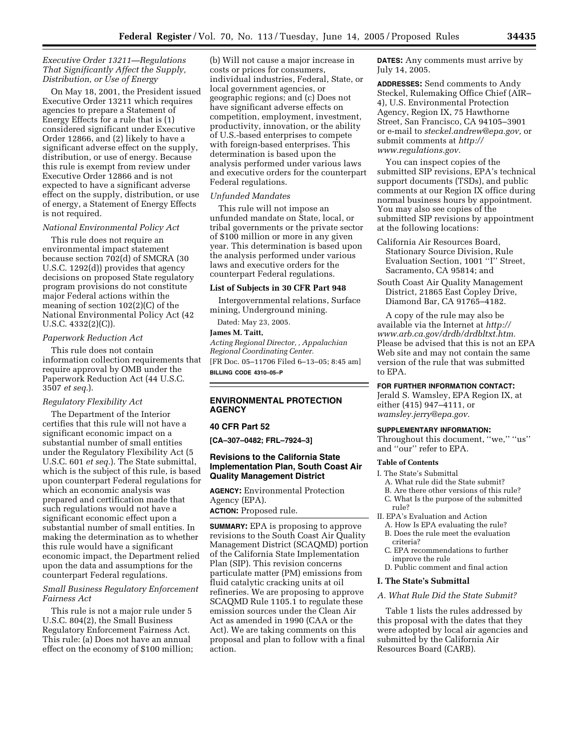### *Executive Order 13211—Regulations That Significantly Affect the Supply, Distribution, or Use of Energy*

On May 18, 2001, the President issued Executive Order 13211 which requires agencies to prepare a Statement of Energy Effects for a rule that is (1) considered significant under Executive Order 12866, and (2) likely to have a significant adverse effect on the supply, distribution, or use of energy. Because this rule is exempt from review under Executive Order 12866 and is not expected to have a significant adverse effect on the supply, distribution, or use of energy, a Statement of Energy Effects is not required.

### *National Environmental Policy Act*

This rule does not require an environmental impact statement because section 702(d) of SMCRA (30 U.S.C. 1292(d)) provides that agency decisions on proposed State regulatory program provisions do not constitute major Federal actions within the meaning of section 102(2)(C) of the National Environmental Policy Act (42 U.S.C. 4332(2)(C)).

### *Paperwork Reduction Act*

This rule does not contain information collection requirements that require approval by OMB under the Paperwork Reduction Act (44 U.S.C. 3507 *et seq.*).

### *Regulatory Flexibility Act*

The Department of the Interior certifies that this rule will not have a significant economic impact on a substantial number of small entities under the Regulatory Flexibility Act (5 U.S.C. 601 *et seq.*). The State submittal, which is the subject of this rule, is based upon counterpart Federal regulations for which an economic analysis was prepared and certification made that such regulations would not have a significant economic effect upon a substantial number of small entities. In making the determination as to whether this rule would have a significant economic impact, the Department relied upon the data and assumptions for the counterpart Federal regulations.

### *Small Business Regulatory Enforcement Fairness Act*

This rule is not a major rule under 5 U.S.C. 804(2), the Small Business Regulatory Enforcement Fairness Act. This rule: (a) Does not have an annual effect on the economy of $100 million; (b) Will not cause a major increase in costs or prices for consumers, individual industries, Federal, State, or local government agencies, or geographic regions; and (c) Does not have significant adverse effects on competition, employment, investment, productivity, innovation, or the ability of U.S.-based enterprises to compete with foreign-based enterprises. This determination is based upon the analysis performed under various laws and executive orders for the counterpart Federal regulations.

### *Unfunded Mandates*

This rule will not impose an unfunded mandate on State, local, or tribal governments or the private sector of $100 million or more in any given year. This determination is based upon the analysis performed under various laws and executive orders for the counterpart Federal regulations.

### List of Subjects in 30 CFR Part 948

Intergovernmental relations, Surface mining, Underground mining.

Dated: May 23, 2005.

**James M. Taitt,**

*Acting Regional Director, , Appalachian Regional Coordinating Center.*

[FR Doc. 05–11706 Filed 6–13–05; 8:45 am]

**BILLING CODE 4310–05–P**

---

## ENVIRONMENTAL PROTECTION AGENCY

### 40 CFR Part 52

**[CA–307–0482; FRL–7924–3]**

## Revisions to the California State Implementation Plan, South Coast Air Quality Management District

**AGENCY:** Environmental Protection Agency (EPA).

**ACTION:** Proposed rule.

**SUMMARY:** EPA is proposing to approve revisions to the South Coast Air Quality Management District (SCAQMD) portion of the California State Implementation Plan (SIP). This revision concerns particulate matter (PM) emissions from fluid catalytic cracking units at oil refineries. We are proposing to approve SCAQMD Rule 1105.1 to regulate these emission sources under the Clean Air Act as amended in 1990 (CAA or the Act). We are taking comments on this proposal and plan to follow with a final action.

**DATES:** Any comments must arrive by July 14, 2005.

**ADDRESSES:** Send comments to Andy Steckel, Rulemaking Office Chief (AIR–4), U.S. Environmental Protection Agency, Region IX, 75 Hawthorne Street, San Francisco, CA 94105–3901 or e-mail to *steckel.andrew@epa.gov,* or submit comments at *http://www.regulations.gov.*

You can inspect copies of the submitted SIP revisions, EPA's technical support documents (TSDs), and public comments at our Region IX office during normal business hours by appointment. You may also see copies of the submitted SIP revisions by appointment at the following locations:

California Air Resources Board, Stationary Source Division, Rule Evaluation Section, 1001 ''I'' Street, Sacramento, CA 95814; and

South Coast Air Quality Management District, 21865 East Copley Drive, Diamond Bar, CA 91765–4182.

A copy of the rule may also be available via the Internet at *http://www.arb.ca.gov/drdb/drdbltxt.htm.* Please be advised that this is not an EPA Web site and may not contain the same version of the rule that was submitted to EPA.

**FOR FURTHER INFORMATION CONTACT:** Jerald S. Wamsley, EPA Region IX, at either (415) 947–4111, or *wamsley.jerry@epa.gov.*

**SUPPLEMENTARY INFORMATION:** Throughout this document, ''we,'' ''us'' and ''our'' refer to EPA.

**Table of Contents**

- I. The State's Submittal
  - A. What rule did the State submit?
  - B. Are there other versions of this rule?
  - C. What Is the purpose of the submitted rule?
- II. EPA's Evaluation and Action
  - A. How Is EPA evaluating the rule?
  - B. Does the rule meet the evaluation criteria?
  - C. EPA recommendations to further improve the rule
  - D. Public comment and final action

### I. The State's Submittal

#### *A. What Rule Did the State Submit?*

Table 1 lists the rules addressed by this proposal with the dates that they were adopted by local air agencies and submitted by the California Air Resources Board (CARB).